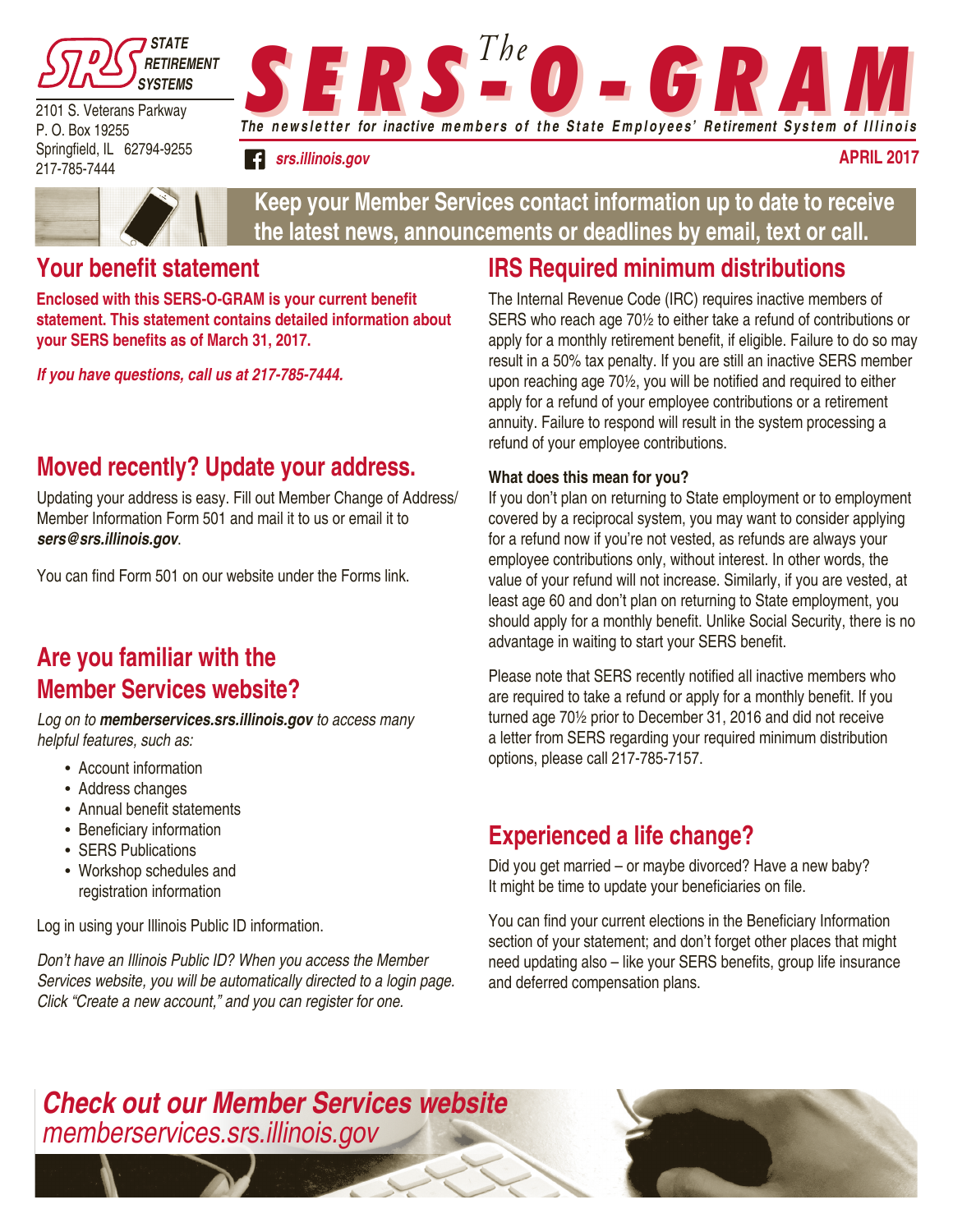STATE RETIREMENT SYSTEMS

2101 S. Veterans Parkway
P. O. Box 19255
Springfield, IL 62794-9255
217-785-7444

# The SERS-O-GRAM

*The newsletter for inactive members of the State Employees' Retirement System of Illinois*

*srs.illinois.gov*

**APRIL 2017**

**Keep your Member Services contact information up to date to receive the latest news, announcements or deadlines by email, text or call.**

## Your benefit statement

**Enclosed with this SERS-O-GRAM is your current benefit statement. This statement contains detailed information about your SERS benefits as of March 31, 2017.**

***If you have questions, call us at 217-785-7444.***

## Moved recently? Update your address.

Updating your address is easy. Fill out Member Change of Address/ Member Information Form 501 and mail it to us or email it to ***sers@srs.illinois.gov***.

You can find Form 501 on our website under the Forms link.

## Are you familiar with the Member Services website?

*Log on to* ***memberservices.srs.illinois.gov*** *to access many helpful features, such as:*

- Account information
- Address changes
- Annual benefit statements
- Beneficiary information
- SERS Publications
- Workshop schedules and registration information

Log in using your Illinois Public ID information.

*Don't have an Illinois Public ID? When you access the Member Services website, you will be automatically directed to a login page. Click "Create a new account," and you can register for one.*

## IRS Required minimum distributions

The Internal Revenue Code (IRC) requires inactive members of SERS who reach age 70½ to either take a refund of contributions or apply for a monthly retirement benefit, if eligible. Failure to do so may result in a 50% tax penalty. If you are still an inactive SERS member upon reaching age 70½, you will be notified and required to either apply for a refund of your employee contributions or a retirement annuity. Failure to respond will result in the system processing a refund of your employee contributions.

### What does this mean for you?

If you don't plan on returning to State employment or to employment covered by a reciprocal system, you may want to consider applying for a refund now if you're not vested, as refunds are always your employee contributions only, without interest. In other words, the value of your refund will not increase. Similarly, if you are vested, at least age 60 and don't plan on returning to State employment, you should apply for a monthly benefit. Unlike Social Security, there is no advantage in waiting to start your SERS benefit.

Please note that SERS recently notified all inactive members who are required to take a refund or apply for a monthly benefit. If you turned age 70½ prior to December 31, 2016 and did not receive a letter from SERS regarding your required minimum distribution options, please call 217-785-7157.

## Experienced a life change?

Did you get married – or maybe divorced? Have a new baby? It might be time to update your beneficiaries on file.

You can find your current elections in the Beneficiary Information section of your statement; and don't forget other places that might need updating also – like your SERS benefits, group life insurance and deferred compensation plans.

***Check out our Member Services website***
*memberservices.srs.illinois.gov*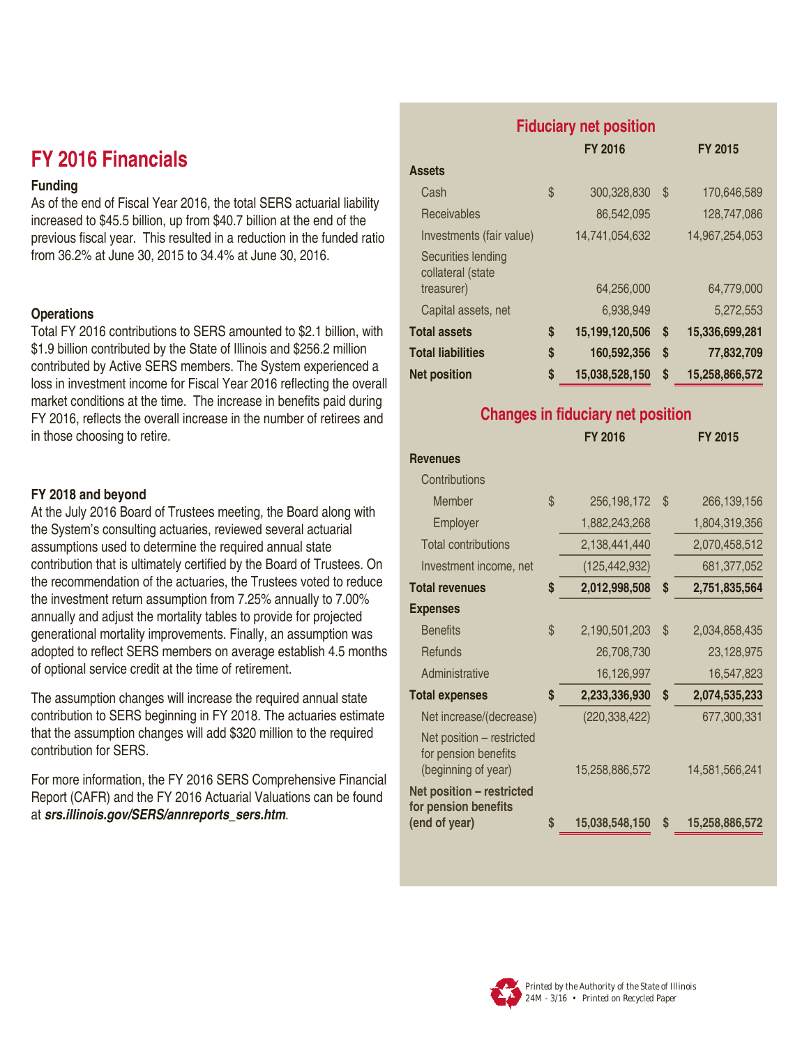## FY 2016 Financials

### Funding

As of the end of Fiscal Year 2016, the total SERS actuarial liability increased to $45.5 billion, up from $40.7 billion at the end of the previous fiscal year. This resulted in a reduction in the funded ratio from 36.2% at June 30, 2015 to 34.4% at June 30, 2016.

### Operations

Total FY 2016 contributions to SERS amounted to $2.1 billion, with $1.9 billion contributed by the State of Illinois and $256.2 million contributed by Active SERS members. The System experienced a loss in investment income for Fiscal Year 2016 reflecting the overall market conditions at the time. The increase in benefits paid during FY 2016, reflects the overall increase in the number of retirees and in those choosing to retire.

### FY 2018 and beyond

At the July 2016 Board of Trustees meeting, the Board along with the System's consulting actuaries, reviewed several actuarial assumptions used to determine the required annual state contribution that is ultimately certified by the Board of Trustees. On the recommendation of the actuaries, the Trustees voted to reduce the investment return assumption from 7.25% annually to 7.00% annually and adjust the mortality tables to provide for projected generational mortality improvements. Finally, an assumption was adopted to reflect SERS members on average establish 4.5 months of optional service credit at the time of retirement.

The assumption changes will increase the required annual state contribution to SERS beginning in FY 2018. The actuaries estimate that the assumption changes will add $320 million to the required contribution for SERS.

For more information, the FY 2016 SERS Comprehensive Financial Report (CAFR) and the FY 2016 Actuarial Valuations can be found at ***srs.illinois.gov/SERS/annreports_sers.htm***.

### Fiduciary net position

| | FY 2016 | FY 2015 |
|---|---|---|
| **Assets** | | |
| Cash | $ 300,328,830 | $ 170,646,589 |
| Receivables | 86,542,095 | 128,747,086 |
| Investments (fair value) | 14,741,054,632 | 14,967,254,053 |
| Securities lending collateral (state treasurer) | 64,256,000 | 64,779,000 |
| Capital assets, net | 6,938,949 | 5,272,553 |
| **Total assets** | **$ 15,199,120,506** | **$ 15,336,699,281** |
| **Total liabilities** | **$ 160,592,356** | **$ 77,832,709** |
| **Net position** | **$ 15,038,528,150** | **$ 15,258,866,572** |

### Changes in fiduciary net position

| | FY 2016 | FY 2015 |
|---|---|---|
| **Revenues** | | |
| Contributions | | |
| Member | $ 256,198,172 | $ 266,139,156 |
| Employer | 1,882,243,268 | 1,804,319,356 |
| Total contributions | 2,138,441,440 | 2,070,458,512 |
| Investment income, net | (125,442,932) | 681,377,052 |
| **Total revenues** | **$ 2,012,998,508** | **$ 2,751,835,564** |
| **Expenses** | | |
| Benefits | $ 2,190,501,203 | $ 2,034,858,435 |
| Refunds | 26,708,730 | 23,128,975 |
| Administrative | 16,126,997 | 16,547,823 |
| **Total expenses** | **$ 2,233,336,930** | **$ 2,074,535,233** |
| Net increase/(decrease) | (220,338,422) | 677,300,331 |
| Net position – restricted for pension benefits (beginning of year) | 15,258,886,572 | 14,581,566,241 |
| **Net position – restricted for pension benefits (end of year)** | **$ 15,038,548,150** | **$ 15,258,886,572** |

Printed by the Authority of the State of Illinois
24M - 3/16 • Printed on Recycled Paper